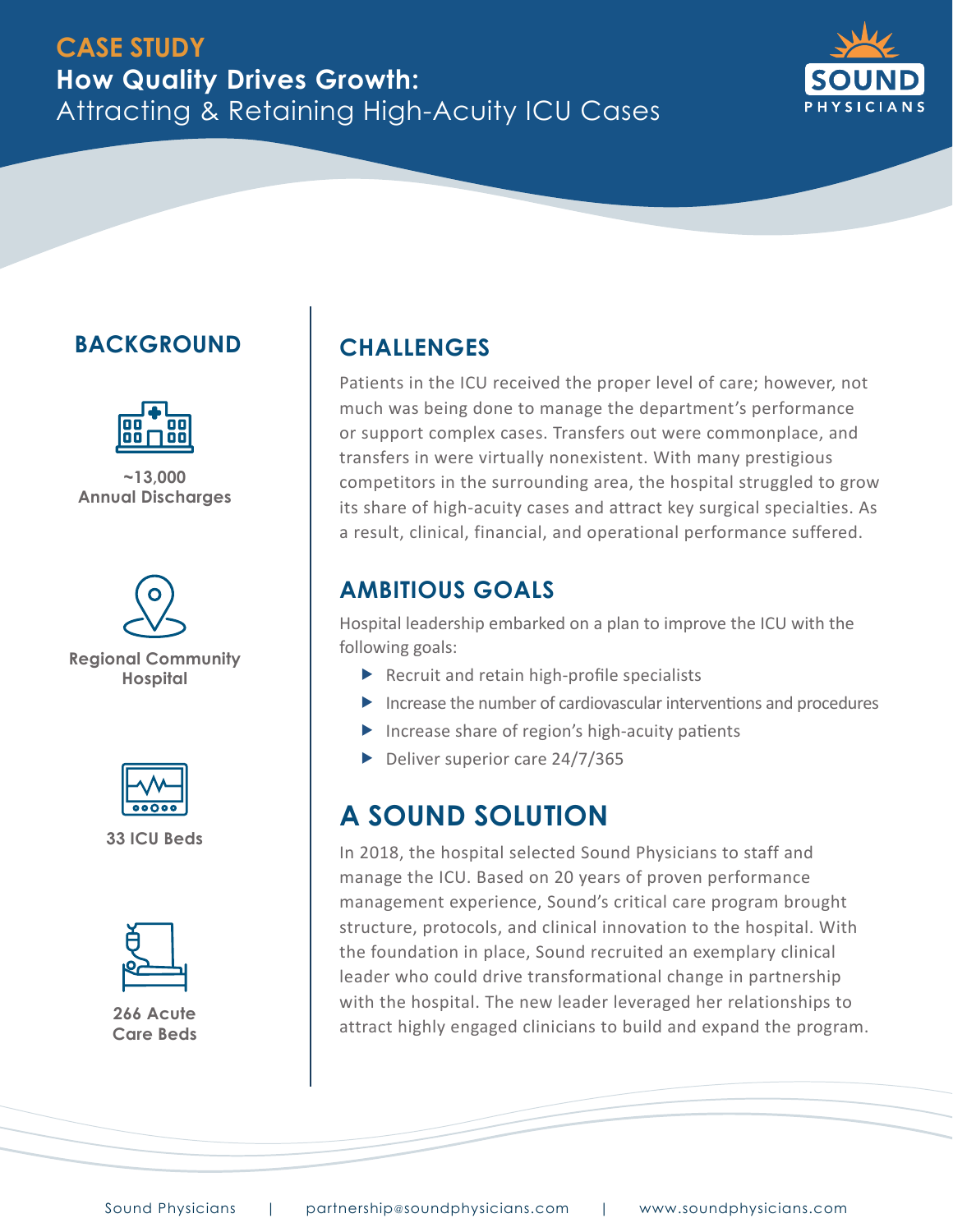**CASE STUDY**

# How Quality Drives Growth: Attracting & Retaining High-Acuity ICU Cases

## BACKGROUND

**~13,000 Annual Discharges**

**Regional Community Hospital**

**33 ICU Beds**

**266 Acute Care Beds**

## CHALLENGES

Patients in the ICU received the proper level of care; however, not much was being done to manage the department's performance or support complex cases. Transfers out were commonplace, and transfers in were virtually nonexistent. With many prestigious competitors in the surrounding area, the hospital struggled to grow its share of high-acuity cases and attract key surgical specialties. As a result, clinical, financial, and operational performance suffered.

## AMBITIOUS GOALS

Hospital leadership embarked on a plan to improve the ICU with the following goals:

- Recruit and retain high-profile specialists
- Increase the number of cardiovascular interventions and procedures
- Increase share of region's high-acuity patients
- Deliver superior care 24/7/365

## A SOUND SOLUTION

In 2018, the hospital selected Sound Physicians to staff and manage the ICU. Based on 20 years of proven performance management experience, Sound's critical care program brought structure, protocols, and clinical innovation to the hospital. With the foundation in place, Sound recruited an exemplary clinical leader who could drive transformational change in partnership with the hospital. The new leader leveraged her relationships to attract highly engaged clinicians to build and expand the program.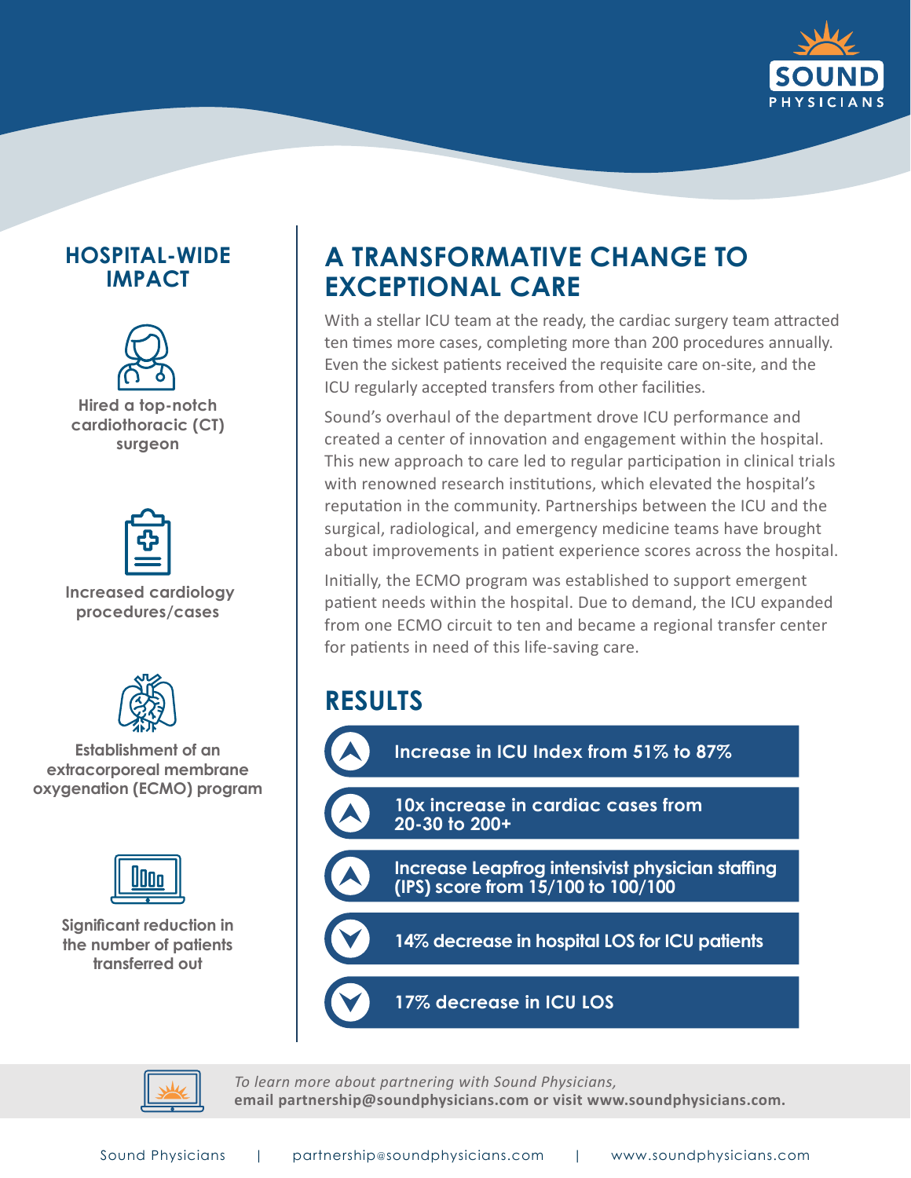## HOSPITAL-WIDE IMPACT

Hired a top-notch cardiothoracic (CT) surgeon

Increased cardiology procedures/cases

Establishment of an extracorporeal membrane oxygenation (ECMO) program

Significant reduction in the number of patients transferred out

## A TRANSFORMATIVE CHANGE TO EXCEPTIONAL CARE

With a stellar ICU team at the ready, the cardiac surgery team attracted ten times more cases, completing more than 200 procedures annually. Even the sickest patients received the requisite care on-site, and the ICU regularly accepted transfers from other facilities.

Sound's overhaul of the department drove ICU performance and created a center of innovation and engagement within the hospital. This new approach to care led to regular participation in clinical trials with renowned research institutions, which elevated the hospital's reputation in the community. Partnerships between the ICU and the surgical, radiological, and emergency medicine teams have brought about improvements in patient experience scores across the hospital.

Initially, the ECMO program was established to support emergent patient needs within the hospital. Due to demand, the ICU expanded from one ECMO circuit to ten and became a regional transfer center for patients in need of this life-saving care.

## RESULTS

- **Increase in ICU Index from 51% to 87%**
- **10x increase in cardiac cases from 20-30 to 200+**
- **Increase Leapfrog intensivist physician staffing (IPS) score from 15/100 to 100/100**
- **14% decrease in hospital LOS for ICU patients**
- **17% decrease in ICU LOS**

*To learn more about partnering with Sound Physicians,*
**email partnership@soundphysicians.com or visit www.soundphysicians.com.**